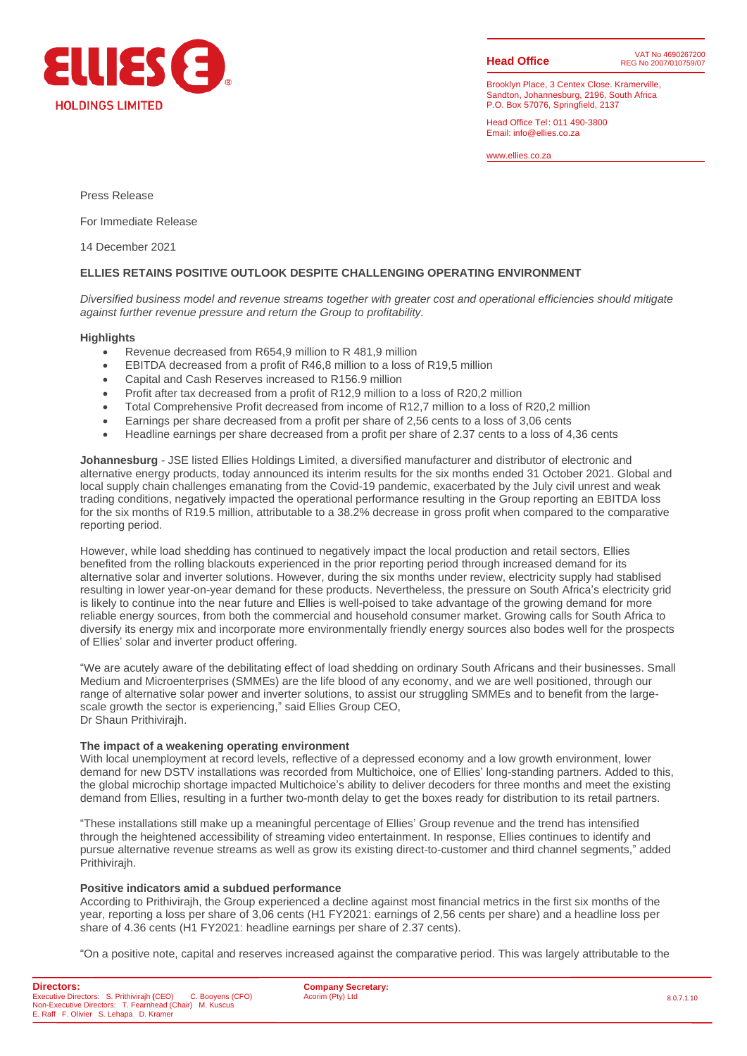Press Release

For Immediate Release

14 December 2021

**ELLIES RETAINS POSITIVE OUTLOOK DESPITE CHALLENGING OPERATING ENVIRONMENT**

*Diversified business model and revenue streams together with greater cost and operational efficiencies should mitigate against further revenue pressure and return the Group to profitability.*

**Highlights**

- Revenue decreased from R654,9 million to R 481,9 million
- EBITDA decreased from a profit of R46,8 million to a loss of R19,5 million
- Capital and Cash Reserves increased to R156.9 million
- Profit after tax decreased from a profit of R12,9 million to a loss of R20,2 million
- Total Comprehensive Profit decreased from income of R12,7 million to a loss of R20,2 million
- Earnings per share decreased from a profit per share of 2,56 cents to a loss of 3,06 cents
- Headline earnings per share decreased from a profit per share of 2.37 cents to a loss of 4,36 cents

**Johannesburg** - JSE listed Ellies Holdings Limited, a diversified manufacturer and distributor of electronic and alternative energy products, today announced its interim results for the six months ended 31 October 2021. Global and local supply chain challenges emanating from the Covid-19 pandemic, exacerbated by the July civil unrest and weak trading conditions, negatively impacted the operational performance resulting in the Group reporting an EBITDA loss for the six months of R19.5 million, attributable to a 38.2% decrease in gross profit when compared to the comparative reporting period.

However, while load shedding has continued to negatively impact the local production and retail sectors, Ellies benefited from the rolling blackouts experienced in the prior reporting period through increased demand for its alternative solar and inverter solutions. However, during the six months under review, electricity supply had stablised resulting in lower year-on-year demand for these products. Nevertheless, the pressure on South Africa's electricity grid is likely to continue into the near future and Ellies is well-poised to take advantage of the growing demand for more reliable energy sources, from both the commercial and household consumer market. Growing calls for South Africa to diversify its energy mix and incorporate more environmentally friendly energy sources also bodes well for the prospects of Ellies' solar and inverter product offering.

"We are acutely aware of the debilitating effect of load shedding on ordinary South Africans and their businesses. Small Medium and Microenterprises (SMMEs) are the life blood of any economy, and we are well positioned, through our range of alternative solar power and inverter solutions, to assist our struggling SMMEs and to benefit from the large-scale growth the sector is experiencing," said Ellies Group CEO, Dr Shaun Prithivirajh.

**The impact of a weakening operating environment**

With local unemployment at record levels, reflective of a depressed economy and a low growth environment, lower demand for new DSTV installations was recorded from Multichoice, one of Ellies' long-standing partners. Added to this, the global microchip shortage impacted Multichoice's ability to deliver decoders for three months and meet the existing demand from Ellies, resulting in a further two-month delay to get the boxes ready for distribution to its retail partners.

"These installations still make up a meaningful percentage of Ellies' Group revenue and the trend has intensified through the heightened accessibility of streaming video entertainment. In response, Ellies continues to identify and pursue alternative revenue streams as well as grow its existing direct-to-customer and third channel segments," added Prithivirajh.

**Positive indicators amid a subdued performance**

According to Prithivirajh, the Group experienced a decline against most financial metrics in the first six months of the year, reporting a loss per share of 3,06 cents (H1 FY2021: earnings of 2,56 cents per share) and a headline loss per share of 4.36 cents (H1 FY2021: headline earnings per share of 2.37 cents).

"On a positive note, capital and reserves increased against the comparative period. This was largely attributable to the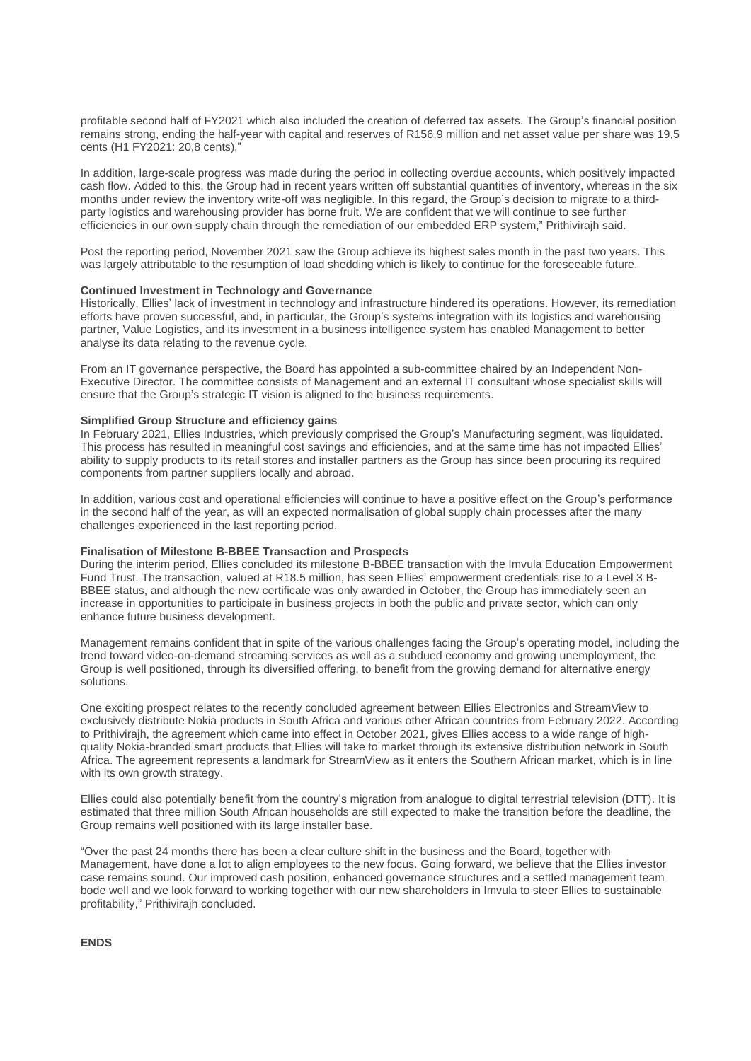profitable second half of FY2021 which also included the creation of deferred tax assets. The Group's financial position remains strong, ending the half-year with capital and reserves of R156,9 million and net asset value per share was 19,5 cents (H1 FY2021: 20,8 cents),"

In addition, large-scale progress was made during the period in collecting overdue accounts, which positively impacted cash flow. Added to this, the Group had in recent years written off substantial quantities of inventory, whereas in the six months under review the inventory write-off was negligible. In this regard, the Group's decision to migrate to a third-party logistics and warehousing provider has borne fruit. We are confident that we will continue to see further efficiencies in our own supply chain through the remediation of our embedded ERP system," Prithivirajh said.

Post the reporting period, November 2021 saw the Group achieve its highest sales month in the past two years. This was largely attributable to the resumption of load shedding which is likely to continue for the foreseeable future.

**Continued Investment in Technology and Governance**

Historically, Ellies' lack of investment in technology and infrastructure hindered its operations. However, its remediation efforts have proven successful, and, in particular, the Group's systems integration with its logistics and warehousing partner, Value Logistics, and its investment in a business intelligence system has enabled Management to better analyse its data relating to the revenue cycle.

From an IT governance perspective, the Board has appointed a sub-committee chaired by an Independent Non-Executive Director. The committee consists of Management and an external IT consultant whose specialist skills will ensure that the Group's strategic IT vision is aligned to the business requirements.

**Simplified Group Structure and efficiency gains**

In February 2021, Ellies Industries, which previously comprised the Group's Manufacturing segment, was liquidated. This process has resulted in meaningful cost savings and efficiencies, and at the same time has not impacted Ellies' ability to supply products to its retail stores and installer partners as the Group has since been procuring its required components from partner suppliers locally and abroad.

In addition, various cost and operational efficiencies will continue to have a positive effect on the Group's performance in the second half of the year, as will an expected normalisation of global supply chain processes after the many challenges experienced in the last reporting period.

**Finalisation of Milestone B-BBEE Transaction and Prospects**

During the interim period, Ellies concluded its milestone B-BBEE transaction with the Imvula Education Empowerment Fund Trust. The transaction, valued at R18.5 million, has seen Ellies' empowerment credentials rise to a Level 3 B-BBEE status, and although the new certificate was only awarded in October, the Group has immediately seen an increase in opportunities to participate in business projects in both the public and private sector, which can only enhance future business development.

Management remains confident that in spite of the various challenges facing the Group's operating model, including the trend toward video-on-demand streaming services as well as a subdued economy and growing unemployment, the Group is well positioned, through its diversified offering, to benefit from the growing demand for alternative energy solutions.

One exciting prospect relates to the recently concluded agreement between Ellies Electronics and StreamView to exclusively distribute Nokia products in South Africa and various other African countries from February 2022. According to Prithivirajh, the agreement which came into effect in October 2021, gives Ellies access to a wide range of high-quality Nokia-branded smart products that Ellies will take to market through its extensive distribution network in South Africa. The agreement represents a landmark for StreamView as it enters the Southern African market, which is in line with its own growth strategy.

Ellies could also potentially benefit from the country's migration from analogue to digital terrestrial television (DTT). It is estimated that three million South African households are still expected to make the transition before the deadline, the Group remains well positioned with its large installer base.

"Over the past 24 months there has been a clear culture shift in the business and the Board, together with Management, have done a lot to align employees to the new focus. Going forward, we believe that the Ellies investor case remains sound. Our improved cash position, enhanced governance structures and a settled management team bode well and we look forward to working together with our new shareholders in Imvula to steer Ellies to sustainable profitability," Prithivirajh concluded.

**ENDS**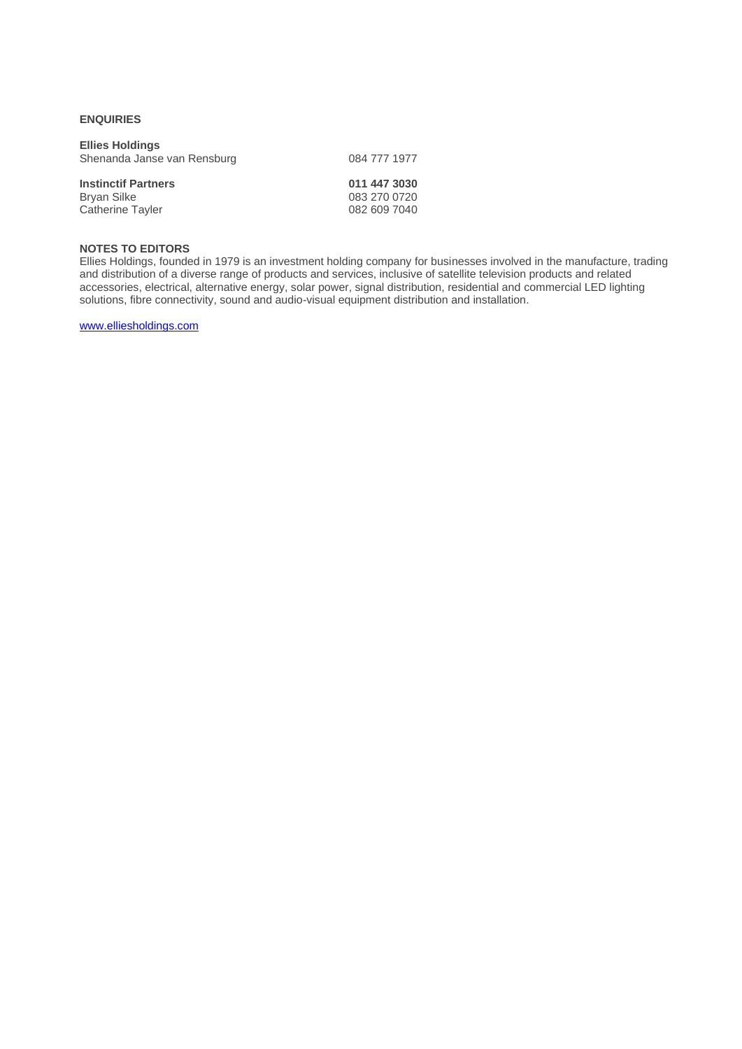**ENQUIRIES**

| | |
|---|---|
| **Ellies Holdings** | |
| Shenanda Janse van Rensburg | 084 777 1977 |
| | |
| **Instinctif Partners** | **011 447 3030** |
| Bryan Silke | 083 270 0720 |
| Catherine Tayler | 082 609 7040 |

**NOTES TO EDITORS**

Ellies Holdings, founded in 1979 is an investment holding company for businesses involved in the manufacture, trading and distribution of a diverse range of products and services, inclusive of satellite television products and related accessories, electrical, alternative energy, solar power, signal distribution, residential and commercial LED lighting solutions, fibre connectivity, sound and audio-visual equipment distribution and installation.

[www.elliesholdings.com](http://www.elliesholdings.com)